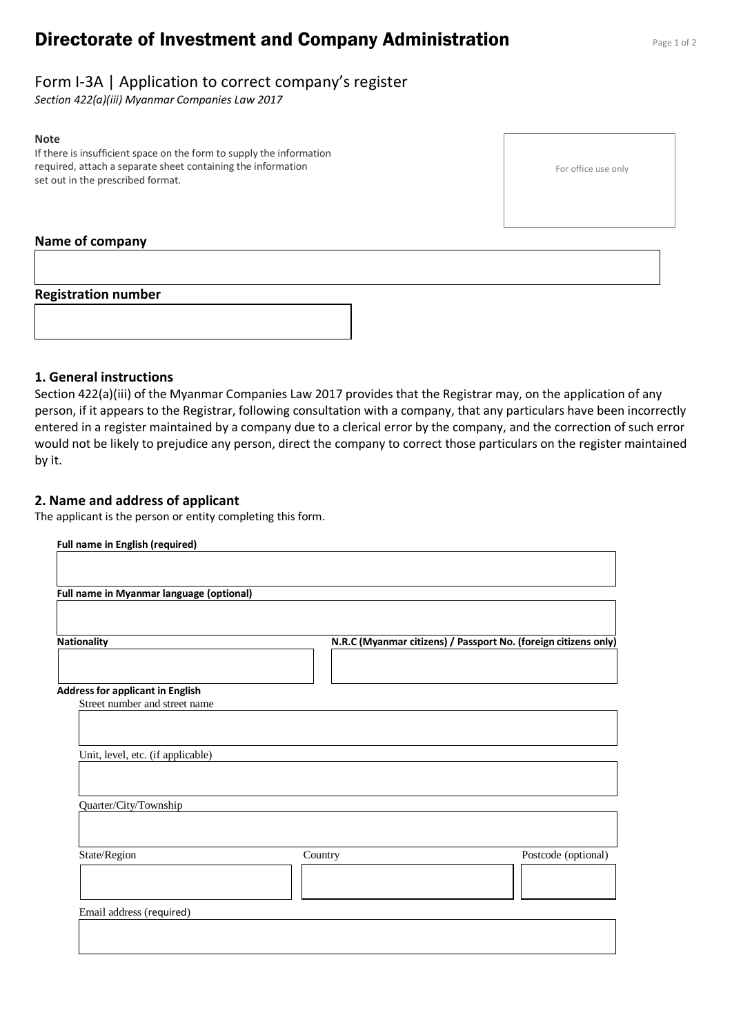# Directorate of Investment and Company Administration

## Form I-3A | Application to correct company's register

*Section 422(a)(iii) Myanmar Companies Law 2017*

**Note**
If there is insufficient space on the form to supply the information required, attach a separate sheet containing the information set out in the prescribed format.

For office use only

**Name of company**

**Registration number**

### 1. General instructions

Section 422(a)(iii) of the Myanmar Companies Law 2017 provides that the Registrar may, on the application of any person, if it appears to the Registrar, following consultation with a company, that any particulars have been incorrectly entered in a register maintained by a company due to a clerical error by the company, and the correction of such error would not be likely to prejudice any person, direct the company to correct those particulars on the register maintained by it.

### 2. Name and address of applicant

The applicant is the person or entity completing this form.

**Full name in English (required)**

**Full name in Myanmar language (optional)**

**Nationality**

**N.R.C (Myanmar citizens) / Passport No. (foreign citizens only)**

**Address for applicant in English**

Street number and street name

Unit, level, etc. (if applicable)

Quarter/City/Township

State/Region

Country

Postcode (optional)

Email address (required)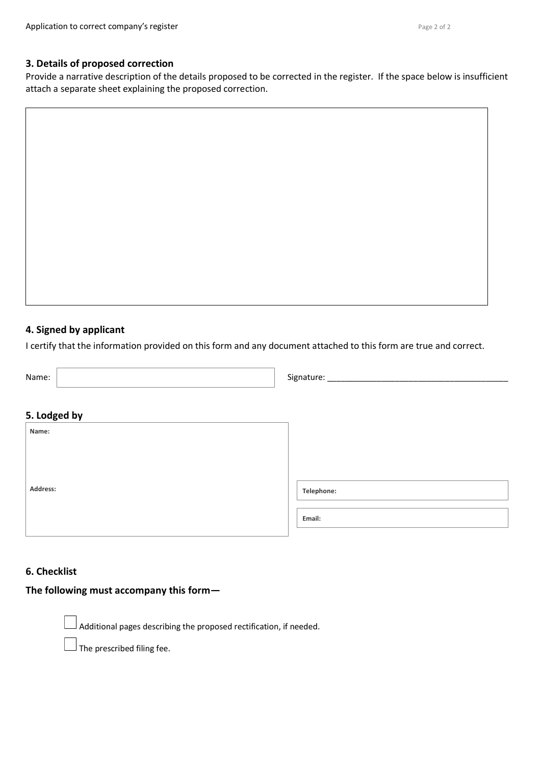### 3. Details of proposed correction

Provide a narrative description of the details proposed to be corrected in the register. If the space below is insufficient attach a separate sheet explaining the proposed correction.

### 4. Signed by applicant

I certify that the information provided on this form and any document attached to this form are true and correct.

Name: 

Signature: _______________________________________

### 5. Lodged by

**Name:**

**Address:**

**Telephone:**

**Email:**

### 6. Checklist

**The following must accompany this form—**

- ☐ Additional pages describing the proposed rectification, if needed.
- ☐ The prescribed filing fee.